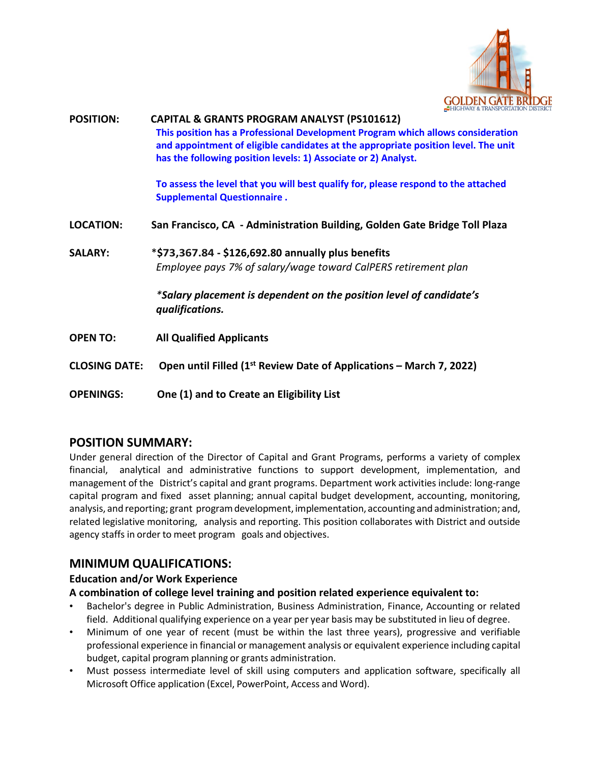GOLDEN GATE BRIDGE
HIGHWAY & TRANSPORTATION DISTRICT

**POSITION:** **CAPITAL & GRANTS PROGRAM ANALYST (PS101612)**

**This position has a Professional Development Program which allows consideration and appointment of eligible candidates at the appropriate position level. The unit has the following position levels: 1) Associate or 2) Analyst.**

**To assess the level that you will best qualify for, please respond to the attached Supplemental Questionnaire .**

**LOCATION:** **San Francisco, CA - Administration Building, Golden Gate Bridge Toll Plaza**

**SALARY:** **\*$73,367.84 - $126,692.80 annually plus benefits**
*Employee pays 7% of salary/wage toward CalPERS retirement plan*

***Salary placement is dependent on the position level of candidate's qualifications.***

**OPEN TO:** **All Qualified Applicants**

**CLOSING DATE:** **Open until Filled (1st Review Date of Applications – March 7, 2022)**

**OPENINGS:** **One (1) and to Create an Eligibility List**

## POSITION SUMMARY:

Under general direction of the Director of Capital and Grant Programs, performs a variety of complex financial, analytical and administrative functions to support development, implementation, and management of the District's capital and grant programs. Department work activities include: long-range capital program and fixed asset planning; annual capital budget development, accounting, monitoring, analysis, and reporting; grant program development, implementation, accounting and administration; and, related legislative monitoring, analysis and reporting. This position collaborates with District and outside agency staffs in order to meet program goals and objectives.

## MINIMUM QUALIFICATIONS:

### Education and/or Work Experience

**A combination of college level training and position related experience equivalent to:**

- Bachelor's degree in Public Administration, Business Administration, Finance, Accounting or related field. Additional qualifying experience on a year per year basis may be substituted in lieu of degree.
- Minimum of one year of recent (must be within the last three years), progressive and verifiable professional experience in financial or management analysis or equivalent experience including capital budget, capital program planning or grants administration.
- Must possess intermediate level of skill using computers and application software, specifically all Microsoft Office application (Excel, PowerPoint, Access and Word).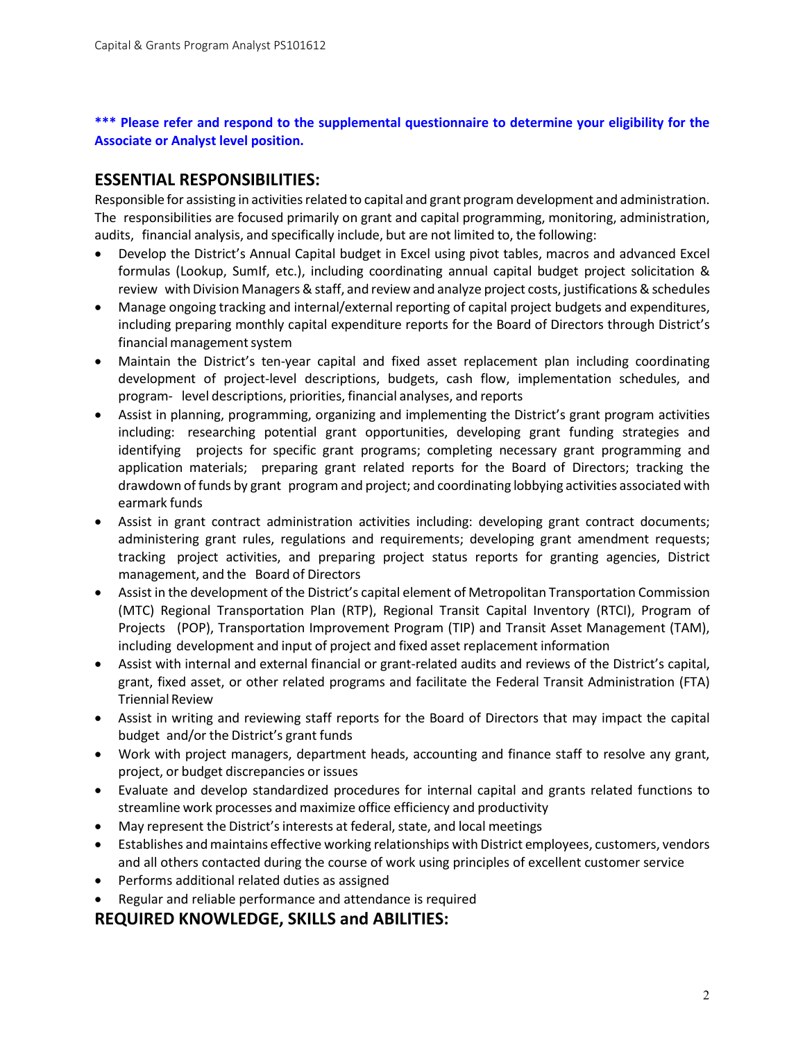**\*\*\* Please refer and respond to the supplemental questionnaire to determine your eligibility for the Associate or Analyst level position.**

## ESSENTIAL RESPONSIBILITIES:

Responsible for assisting in activities related to capital and grant program development and administration. The responsibilities are focused primarily on grant and capital programming, monitoring, administration, audits, financial analysis, and specifically include, but are not limited to, the following:

- Develop the District's Annual Capital budget in Excel using pivot tables, macros and advanced Excel formulas (Lookup, SumIf, etc.), including coordinating annual capital budget project solicitation & review with Division Managers & staff, and review and analyze project costs, justifications & schedules
- Manage ongoing tracking and internal/external reporting of capital project budgets and expenditures, including preparing monthly capital expenditure reports for the Board of Directors through District's financial management system
- Maintain the District's ten-year capital and fixed asset replacement plan including coordinating development of project-level descriptions, budgets, cash flow, implementation schedules, and program- level descriptions, priorities, financial analyses, and reports
- Assist in planning, programming, organizing and implementing the District's grant program activities including: researching potential grant opportunities, developing grant funding strategies and identifying projects for specific grant programs; completing necessary grant programming and application materials; preparing grant related reports for the Board of Directors; tracking the drawdown of funds by grant program and project; and coordinating lobbying activities associated with earmark funds
- Assist in grant contract administration activities including: developing grant contract documents; administering grant rules, regulations and requirements; developing grant amendment requests; tracking project activities, and preparing project status reports for granting agencies, District management, and the Board of Directors
- Assist in the development of the District's capital element of Metropolitan Transportation Commission (MTC) Regional Transportation Plan (RTP), Regional Transit Capital Inventory (RTCI), Program of Projects (POP), Transportation Improvement Program (TIP) and Transit Asset Management (TAM), including development and input of project and fixed asset replacement information
- Assist with internal and external financial or grant-related audits and reviews of the District's capital, grant, fixed asset, or other related programs and facilitate the Federal Transit Administration (FTA) Triennial Review
- Assist in writing and reviewing staff reports for the Board of Directors that may impact the capital budget and/or the District's grant funds
- Work with project managers, department heads, accounting and finance staff to resolve any grant, project, or budget discrepancies or issues
- Evaluate and develop standardized procedures for internal capital and grants related functions to streamline work processes and maximize office efficiency and productivity
- May represent the District's interests at federal, state, and local meetings
- Establishes and maintains effective working relationships with District employees, customers, vendors and all others contacted during the course of work using principles of excellent customer service
- Performs additional related duties as assigned
- Regular and reliable performance and attendance is required

## REQUIRED KNOWLEDGE, SKILLS and ABILITIES: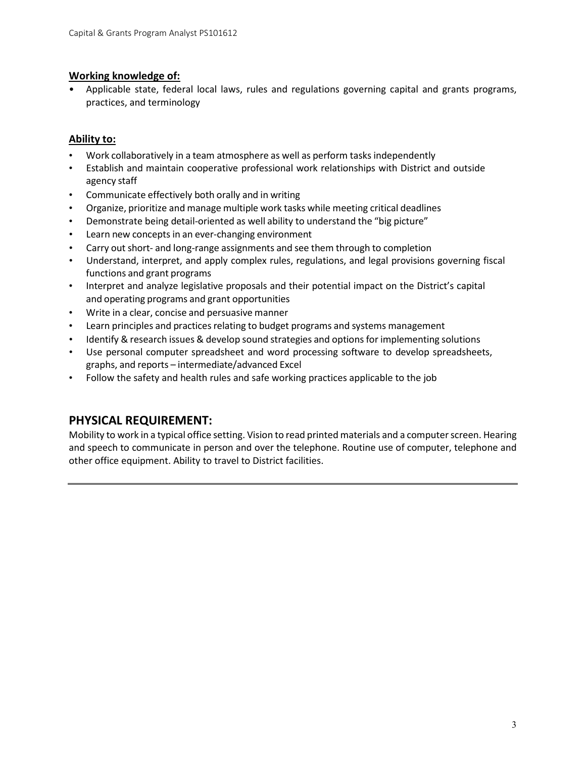**Working knowledge of:**

- Applicable state, federal local laws, rules and regulations governing capital and grants programs, practices, and terminology

**Ability to:**

- Work collaboratively in a team atmosphere as well as perform tasks independently
- Establish and maintain cooperative professional work relationships with District and outside agency staff
- Communicate effectively both orally and in writing
- Organize, prioritize and manage multiple work tasks while meeting critical deadlines
- Demonstrate being detail-oriented as well ability to understand the "big picture"
- Learn new concepts in an ever-changing environment
- Carry out short- and long-range assignments and see them through to completion
- Understand, interpret, and apply complex rules, regulations, and legal provisions governing fiscal functions and grant programs
- Interpret and analyze legislative proposals and their potential impact on the District's capital and operating programs and grant opportunities
- Write in a clear, concise and persuasive manner
- Learn principles and practices relating to budget programs and systems management
- Identify & research issues & develop sound strategies and options for implementing solutions
- Use personal computer spreadsheet and word processing software to develop spreadsheets, graphs, and reports – intermediate/advanced Excel
- Follow the safety and health rules and safe working practices applicable to the job

## PHYSICAL REQUIREMENT:

Mobility to work in a typical office setting. Vision to read printed materials and a computer screen. Hearing and speech to communicate in person and over the telephone. Routine use of computer, telephone and other office equipment. Ability to travel to District facilities.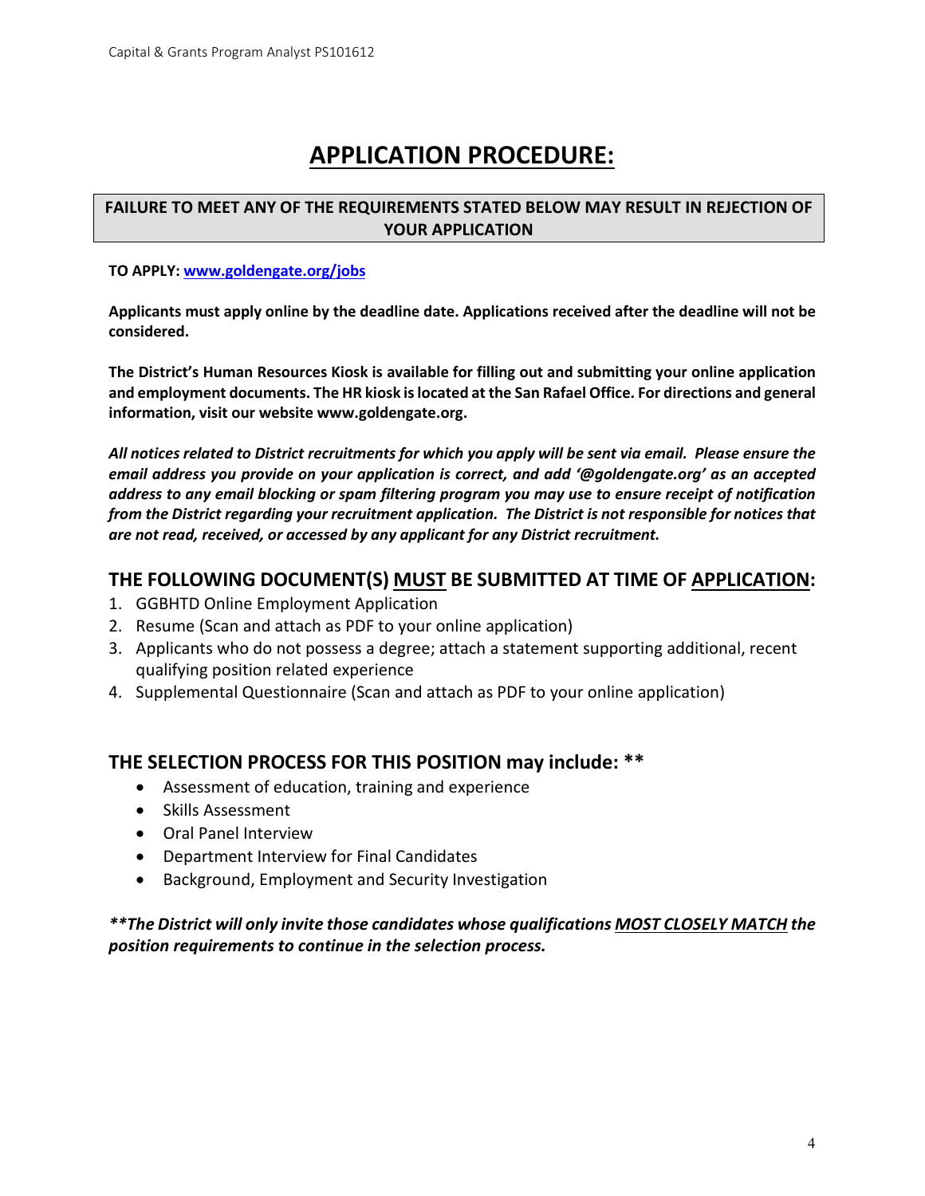# APPLICATION PROCEDURE:

**FAILURE TO MEET ANY OF THE REQUIREMENTS STATED BELOW MAY RESULT IN REJECTION OF YOUR APPLICATION**

**TO APPLY: www.goldengate.org/jobs**

**Applicants must apply online by the deadline date. Applications received after the deadline will not be considered.**

**The District's Human Resources Kiosk is available for filling out and submitting your online application and employment documents. The HR kiosk is located at the San Rafael Office. For directions and general information, visit our website www.goldengate.org.**

***All notices related to District recruitments for which you apply will be sent via email. Please ensure the email address you provide on your application is correct, and add '@goldengate.org' as an accepted address to any email blocking or spam filtering program you may use to ensure receipt of notification from the District regarding your recruitment application. The District is not responsible for notices that are not read, received, or accessed by any applicant for any District recruitment.***

## THE FOLLOWING DOCUMENT(S) MUST BE SUBMITTED AT TIME OF APPLICATION:

1. GGBHTD Online Employment Application
2. Resume (Scan and attach as PDF to your online application)
3. Applicants who do not possess a degree; attach a statement supporting additional, recent qualifying position related experience
4. Supplemental Questionnaire (Scan and attach as PDF to your online application)

## THE SELECTION PROCESS FOR THIS POSITION may include: **

- Assessment of education, training and experience
- Skills Assessment
- Oral Panel Interview
- Department Interview for Final Candidates
- Background, Employment and Security Investigation

***\*\*The District will only invite those candidates whose qualifications MOST CLOSELY MATCH the position requirements to continue in the selection process.***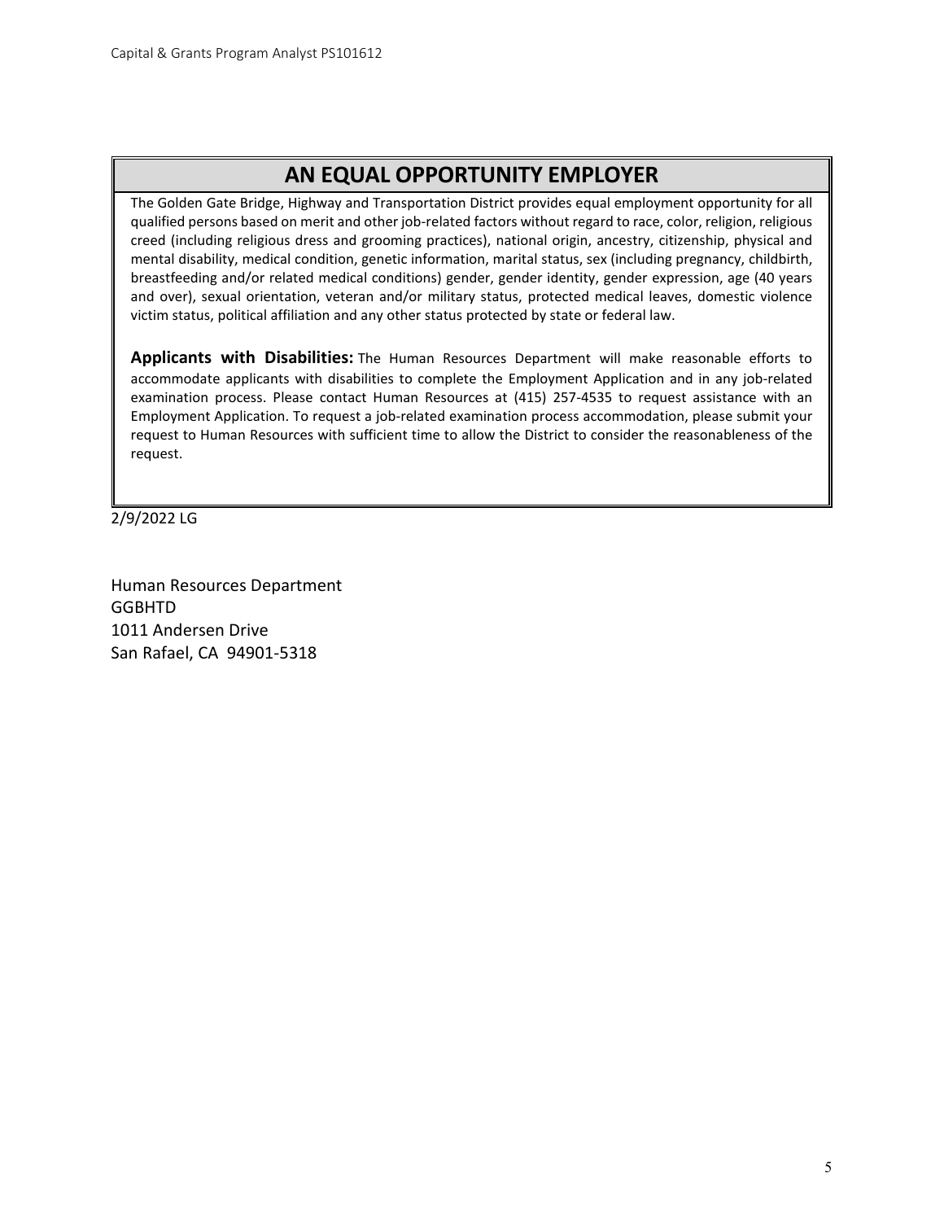## AN EQUAL OPPORTUNITY EMPLOYER

The Golden Gate Bridge, Highway and Transportation District provides equal employment opportunity for all qualified persons based on merit and other job-related factors without regard to race, color, religion, religious creed (including religious dress and grooming practices), national origin, ancestry, citizenship, physical and mental disability, medical condition, genetic information, marital status, sex (including pregnancy, childbirth, breastfeeding and/or related medical conditions) gender, gender identity, gender expression, age (40 years and over), sexual orientation, veteran and/or military status, protected medical leaves, domestic violence victim status, political affiliation and any other status protected by state or federal law.

**Applicants with Disabilities:** The Human Resources Department will make reasonable efforts to accommodate applicants with disabilities to complete the Employment Application and in any job-related examination process. Please contact Human Resources at (415) 257-4535 to request assistance with an Employment Application. To request a job-related examination process accommodation, please submit your request to Human Resources with sufficient time to allow the District to consider the reasonableness of the request.

2/9/2022 LG

Human Resources Department
GGBHTD
1011 Andersen Drive
San Rafael, CA 94901-5318